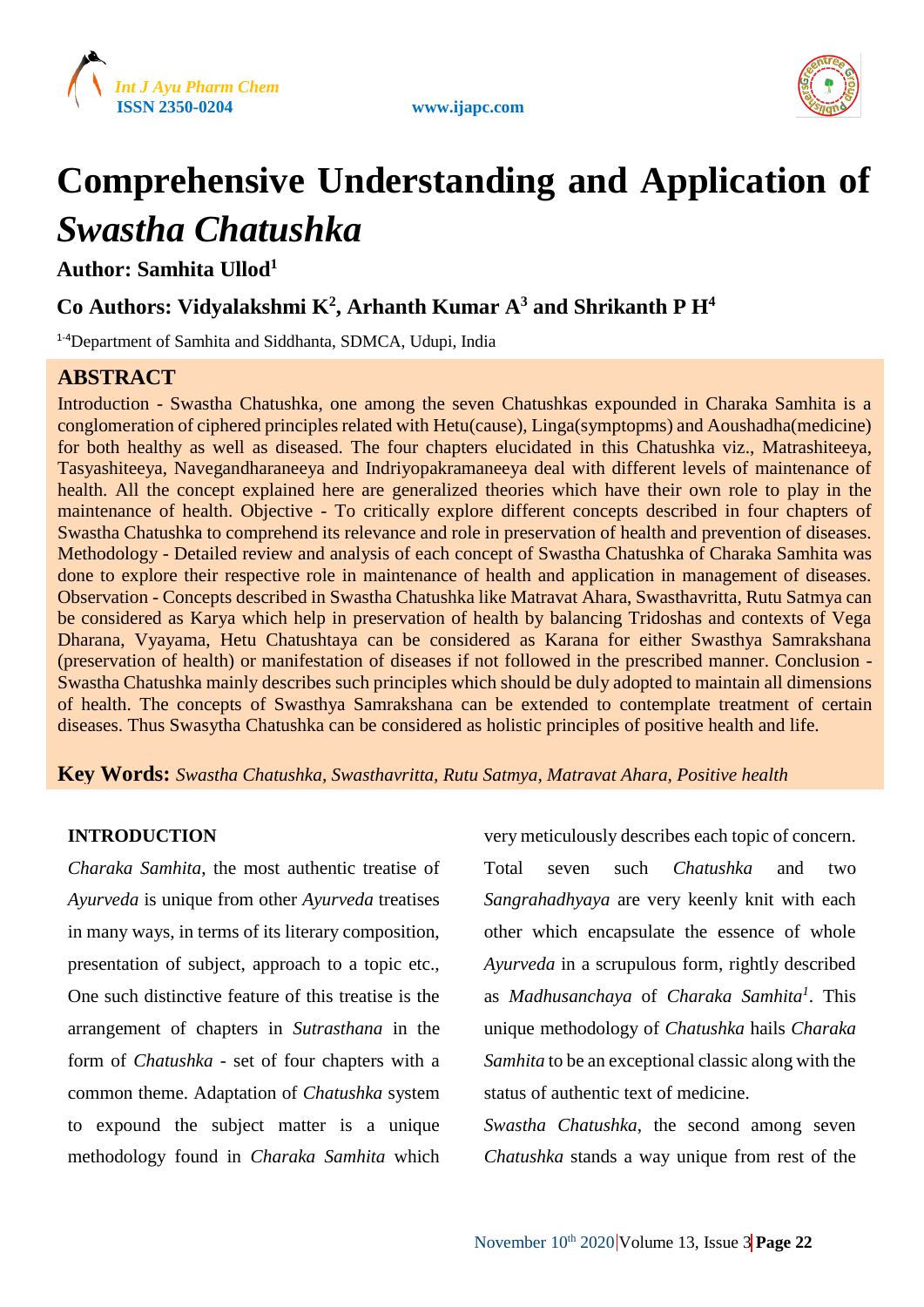# Comprehensive Understanding and Application of *Swastha Chatushka*

**Author: Samhita Ullod[1]**

**Co Authors: Vidyalakshmi K[2], Arhanth Kumar A[3] and Shrikanth P H[4]**

[1-4]Department of Samhita and Siddhanta, SDMCA, Udupi, India

## ABSTRACT

Introduction - Swastha Chatushka, one among the seven Chatushkas expounded in Charaka Samhita is a conglomeration of ciphered principles related with Hetu(cause), Linga(symptopms) and Aoushadha(medicine) for both healthy as well as diseased. The four chapters elucidated in this Chatushka viz., Matrashiteeya, Tasyashiteeya, Navegandharaneeya and Indriyopakramaneeya deal with different levels of maintenance of health. All the concept explained here are generalized theories which have their own role to play in the maintenance of health. Objective - To critically explore different concepts described in four chapters of Swastha Chatushka to comprehend its relevance and role in preservation of health and prevention of diseases. Methodology - Detailed review and analysis of each concept of Swastha Chatushka of Charaka Samhita was done to explore their respective role in maintenance of health and application in management of diseases. Observation - Concepts described in Swastha Chatushka like Matravat Ahara, Swasthavritta, Rutu Satmya can be considered as Karya which help in preservation of health by balancing Tridoshas and contexts of Vega Dharana, Vyayama, Hetu Chatushtaya can be considered as Karana for either Swasthya Samrakshana (preservation of health) or manifestation of diseases if not followed in the prescribed manner. Conclusion - Swastha Chatushka mainly describes such principles which should be duly adopted to maintain all dimensions of health. The concepts of Swasthya Samrakshana can be extended to contemplate treatment of certain diseases. Thus Swasytha Chatushka can be considered as holistic principles of positive health and life.

**Key Words:** *Swastha Chatushka, Swasthavritta, Rutu Satmya, Matravat Ahara, Positive health*

## INTRODUCTION

*Charaka Samhita*, the most authentic treatise of *Ayurveda* is unique from other *Ayurveda* treatises in many ways, in terms of its literary composition, presentation of subject, approach to a topic etc., One such distinctive feature of this treatise is the arrangement of chapters in *Sutrasthana* in the form of *Chatushka* - set of four chapters with a common theme. Adaptation of *Chatushka* system to expound the subject matter is a unique methodology found in *Charaka Samhita* which very meticulously describes each topic of concern. Total seven such *Chatushka* and two *Sangrahadhyaya* are very keenly knit with each other which encapsulate the essence of whole *Ayurveda* in a scrupulous form, rightly described as *Madhusanchaya* of *Charaka Samhita*[1]. This unique methodology of *Chatushka* hails *Charaka Samhita* to be an exceptional classic along with the status of authentic text of medicine.

*Swastha Chatushka*, the second among seven *Chatushka* stands a way unique from rest of the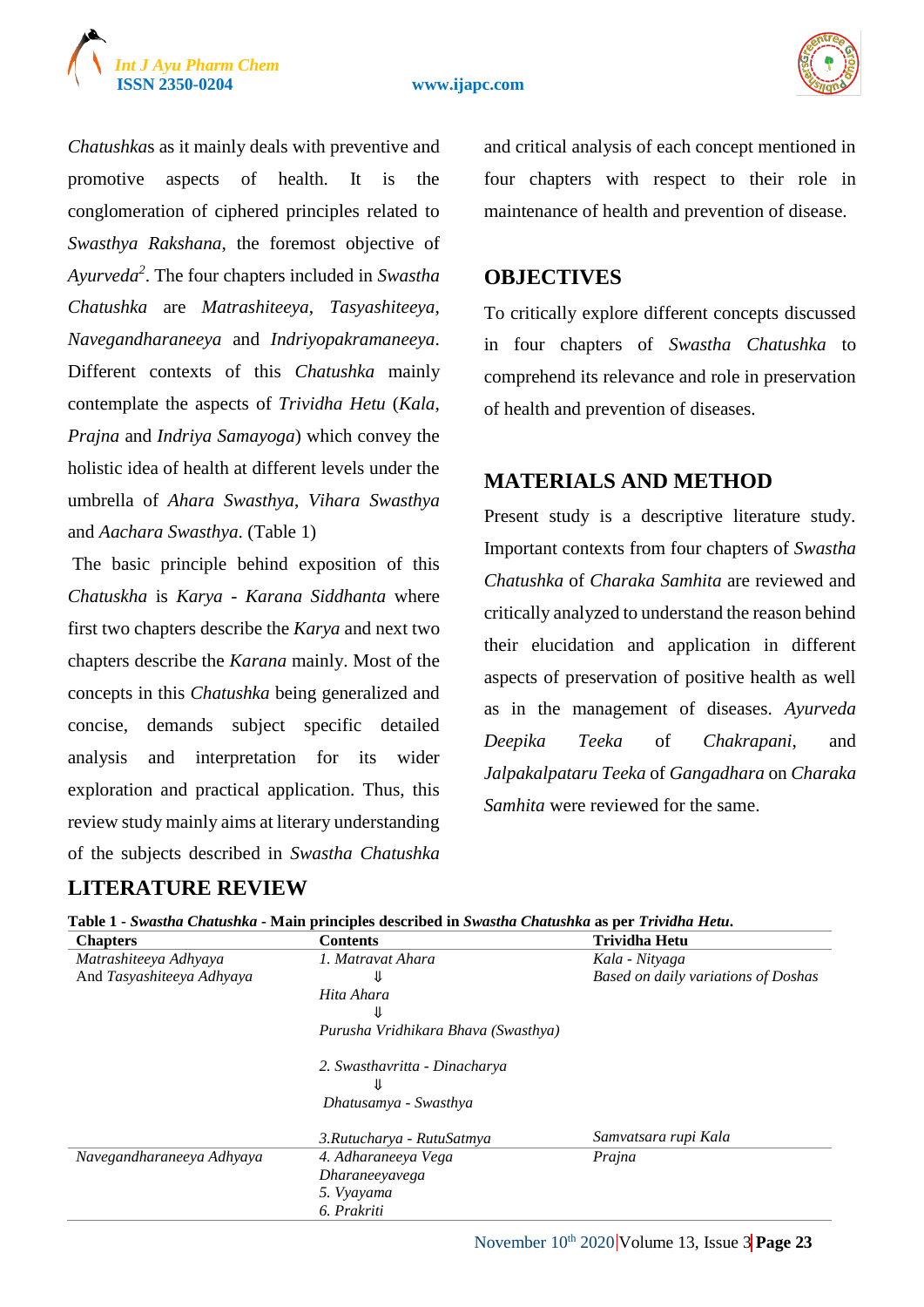*Chatushka*s as it mainly deals with preventive and promotive aspects of health. It is the conglomeration of ciphered principles related to *Swasthya Rakshana*, the foremost objective of *Ayurveda*[2]. The four chapters included in *Swastha Chatushka* are *Matrashiteeya*, *Tasyashiteeya*, *Navegandharaneeya* and *Indriyopakramaneeya*. Different contexts of this *Chatushka* mainly contemplate the aspects of *Trividha Hetu* (*Kala*, *Prajna* and *Indriya Samayoga*) which convey the holistic idea of health at different levels under the umbrella of *Ahara Swasthya*, *Vihara Swasthya* and *Aachara Swasthya*. (Table 1)

The basic principle behind exposition of this *Chatuskha* is *Karya - Karana Siddhanta* where first two chapters describe the *Karya* and next two chapters describe the *Karana* mainly. Most of the concepts in this *Chatushka* being generalized and concise, demands subject specific detailed analysis and interpretation for its wider exploration and practical application. Thus, this review study mainly aims at literary understanding of the subjects described in *Swastha Chatushka* and critical analysis of each concept mentioned in four chapters with respect to their role in maintenance of health and prevention of disease.

## OBJECTIVES

To critically explore different concepts discussed in four chapters of *Swastha Chatushka* to comprehend its relevance and role in preservation of health and prevention of diseases.

## MATERIALS AND METHOD

Present study is a descriptive literature study. Important contexts from four chapters of *Swastha Chatushka* of *Charaka Samhita* are reviewed and critically analyzed to understand the reason behind their elucidation and application in different aspects of preservation of positive health as well as in the management of diseases. *Ayurveda Deepika Teeka* of *Chakrapani*, and *Jalpakalpataru Teeka* of *Gangadhara* on *Charaka Samhita* were reviewed for the same.

## LITERATURE REVIEW

**Table 1 - *Swastha Chatushka* - Main principles described in *Swastha Chatushka* as per *Trividha Hetu*.**

| Chapters | Contents | Trividha Hetu |
|---|---|---|
| *Matrashiteeya Adhyaya* And *Tasyashiteeya Adhyaya* | *1. Matravat Ahara* ⇓ *Hita Ahara* ⇓ *Purusha Vridhikara Bhava (Swasthya)* <br> *2. Swasthavritta - Dinacharya* ⇓ *Dhatusamya - Swasthya* | *Kala - Nityaga* <br> *Based on daily variations of Doshas* |
| | *3.Rutucharya - RutuSatmya* | *Samvatsara rupi Kala* |
| *Navegandharaneeya Adhyaya* | *4. Adharaneeya Vega* <br> *Dharaneeyavega* <br> *5. Vyayama* <br> *6. Prakriti* | *Prajna* |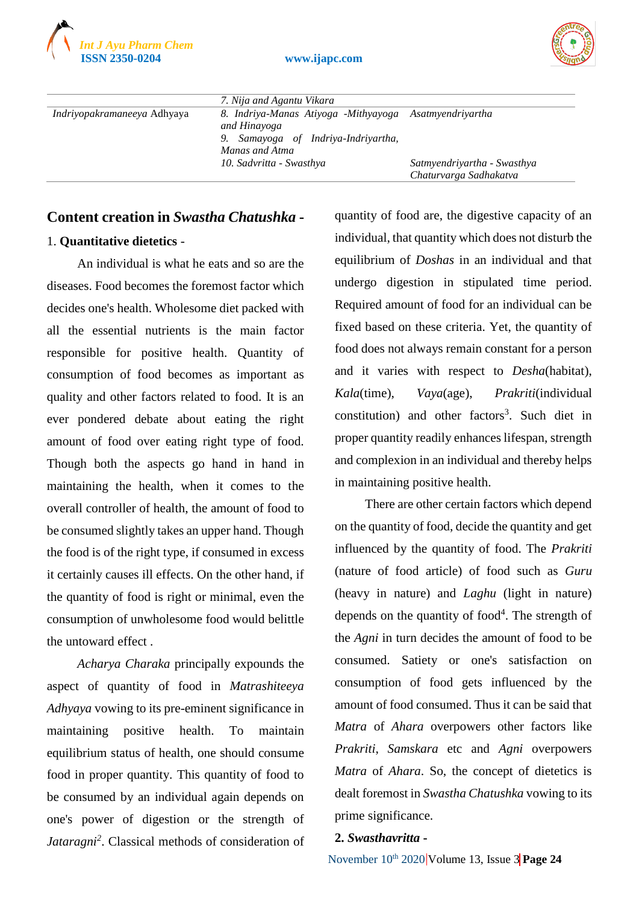| | | |
|---|---|---|
| | *7. Nija and Agantu Vikara* | |
| *Indriyopakramaneeya* Adhyaya | *8. Indriya-Manas Atiyoga -Mithyayoga and Hinayoga* | *Asatmyendriyartha* |
| | *9. Samayoga of Indriya-Indriyartha, Manas and Atma* | |
| | *10. Sadvritta - Swasthya* | *Satmyendriyartha - Swasthya Chaturvarga Sadhakatva* |

## Content creation in *Swastha Chatushka* -

1. **Quantitative dietetics -**

An individual is what he eats and so are the diseases. Food becomes the foremost factor which decides one's health. Wholesome diet packed with all the essential nutrients is the main factor responsible for positive health. Quantity of consumption of food becomes as important as quality and other factors related to food. It is an ever pondered debate about eating the right amount of food over eating right type of food. Though both the aspects go hand in hand in maintaining the health, when it comes to the overall controller of health, the amount of food to be consumed slightly takes an upper hand. Though the food is of the right type, if consumed in excess it certainly causes ill effects. On the other hand, if the quantity of food is right or minimal, even the consumption of unwholesome food would belittle the untoward effect .

*Acharya Charaka* principally expounds the aspect of quantity of food in *Matrashiteeya Adhyaya* vowing to its pre-eminent significance in maintaining positive health. To maintain equilibrium status of health, one should consume food in proper quantity. This quantity of food to be consumed by an individual again depends on one's power of digestion or the strength of *Jataragni*[2]. Classical methods of consideration of quantity of food are, the digestive capacity of an individual, that quantity which does not disturb the equilibrium of *Doshas* in an individual and that undergo digestion in stipulated time period. Required amount of food for an individual can be fixed based on these criteria. Yet, the quantity of food does not always remain constant for a person and it varies with respect to *Desha*(habitat), *Kala*(time), *Vaya*(age), *Prakriti*(individual constitution) and other factors[3]. Such diet in proper quantity readily enhances lifespan, strength and complexion in an individual and thereby helps in maintaining positive health.

There are other certain factors which depend on the quantity of food, decide the quantity and get influenced by the quantity of food. The *Prakriti* (nature of food article) of food such as *Guru* (heavy in nature) and *Laghu* (light in nature) depends on the quantity of food[4]. The strength of the *Agni* in turn decides the amount of food to be consumed. Satiety or one's satisfaction on consumption of food gets influenced by the amount of food consumed. Thus it can be said that *Matra* of *Ahara* overpowers other factors like *Prakriti*, *Samskara* etc and *Agni* overpowers *Matra* of *Ahara*. So, the concept of dietetics is dealt foremost in *Swastha Chatushka* vowing to its prime significance.

2. ***Swasthavritta* -**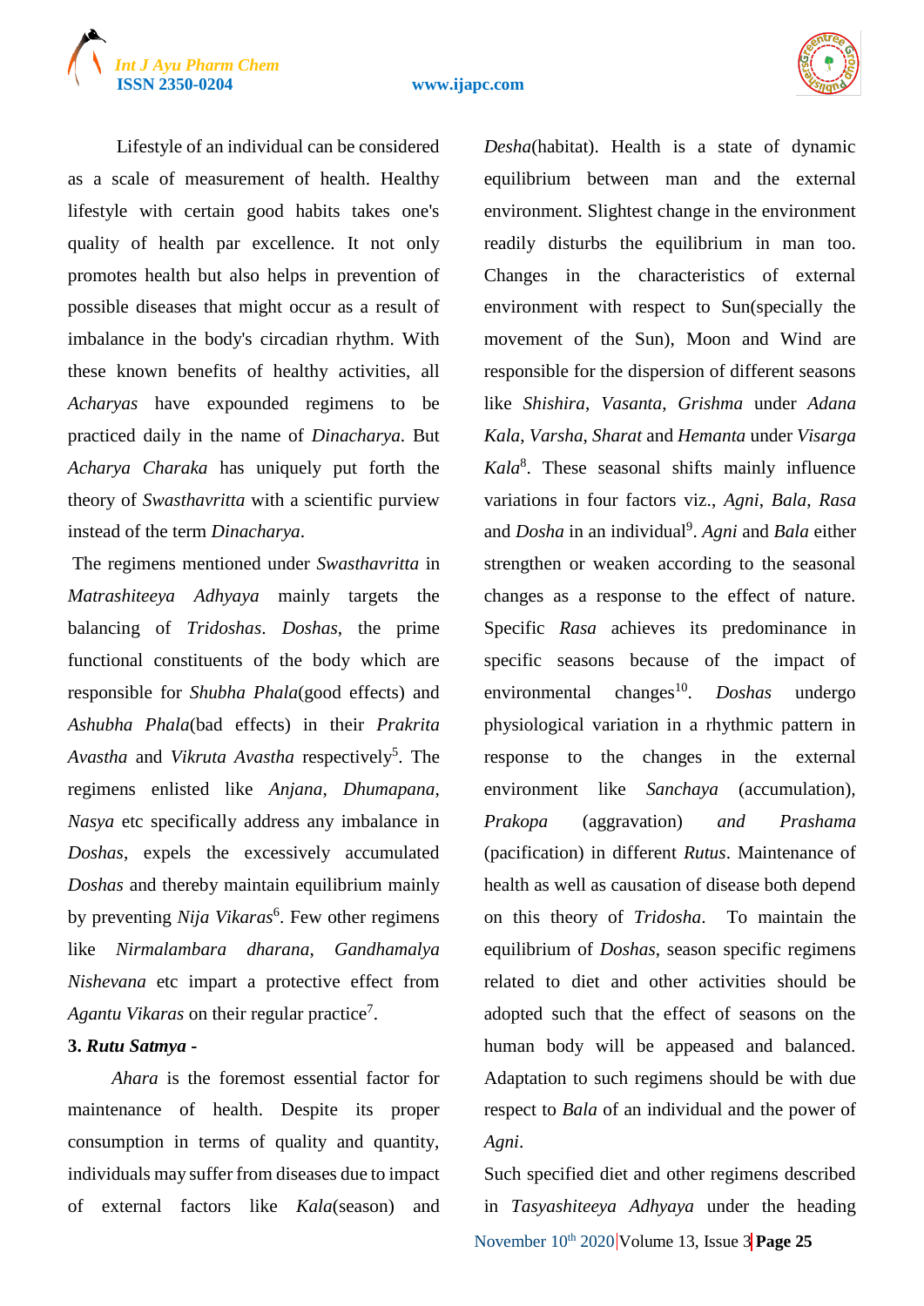Lifestyle of an individual can be considered as a scale of measurement of health. Healthy lifestyle with certain good habits takes one's quality of health par excellence. It not only promotes health but also helps in prevention of possible diseases that might occur as a result of imbalance in the body's circadian rhythm. With these known benefits of healthy activities, all *Acharyas* have expounded regimens to be practiced daily in the name of *Dinacharya*. But *Acharya Charaka* has uniquely put forth the theory of *Swasthavritta* with a scientific purview instead of the term *Dinacharya*.

The regimens mentioned under *Swasthavritta* in *Matrashiteeya Adhyaya* mainly targets the balancing of *Tridoshas*. *Doshas*, the prime functional constituents of the body which are responsible for *Shubha Phala*(good effects) and *Ashubha Phala*(bad effects) in their *Prakrita Avastha* and *Vikruta Avastha* respectively[5]. The regimens enlisted like *Anjana*, *Dhumapana*, *Nasya* etc specifically address any imbalance in *Doshas*, expels the excessively accumulated *Doshas* and thereby maintain equilibrium mainly by preventing *Nija Vikaras*[6]. Few other regimens like *Nirmalambara dharana*, *Gandhamalya Nishevana* etc impart a protective effect from *Agantu Vikaras* on their regular practice[7].

### 3. *Rutu Satmya* -

*Ahara* is the foremost essential factor for maintenance of health. Despite its proper consumption in terms of quality and quantity, individuals may suffer from diseases due to impact of external factors like *Kala*(season) and *Desha*(habitat). Health is a state of dynamic equilibrium between man and the external environment. Slightest change in the environment readily disturbs the equilibrium in man too. Changes in the characteristics of external environment with respect to Sun(specially the movement of the Sun), Moon and Wind are responsible for the dispersion of different seasons like *Shishira*, *Vasanta*, *Grishma* under *Adana Kala*, *Varsha*, *Sharat* and *Hemanta* under *Visarga Kala*[8]. These seasonal shifts mainly influence variations in four factors viz., *Agni*, *Bala*, *Rasa* and *Dosha* in an individual[9]. *Agni* and *Bala* either strengthen or weaken according to the seasonal changes as a response to the effect of nature. Specific *Rasa* achieves its predominance in specific seasons because of the impact of environmental changes[10]. *Doshas* undergo physiological variation in a rhythmic pattern in response to the changes in the external environment like *Sanchaya* (accumulation), *Prakopa* (aggravation) *and Prashama* (pacification) in different *Rutus*. Maintenance of health as well as causation of disease both depend on this theory of *Tridosha*. To maintain the equilibrium of *Doshas*, season specific regimens related to diet and other activities should be adopted such that the effect of seasons on the human body will be appeased and balanced. Adaptation to such regimens should be with due respect to *Bala* of an individual and the power of *Agni*.

Such specified diet and other regimens described in *Tasyashiteeya Adhyaya* under the heading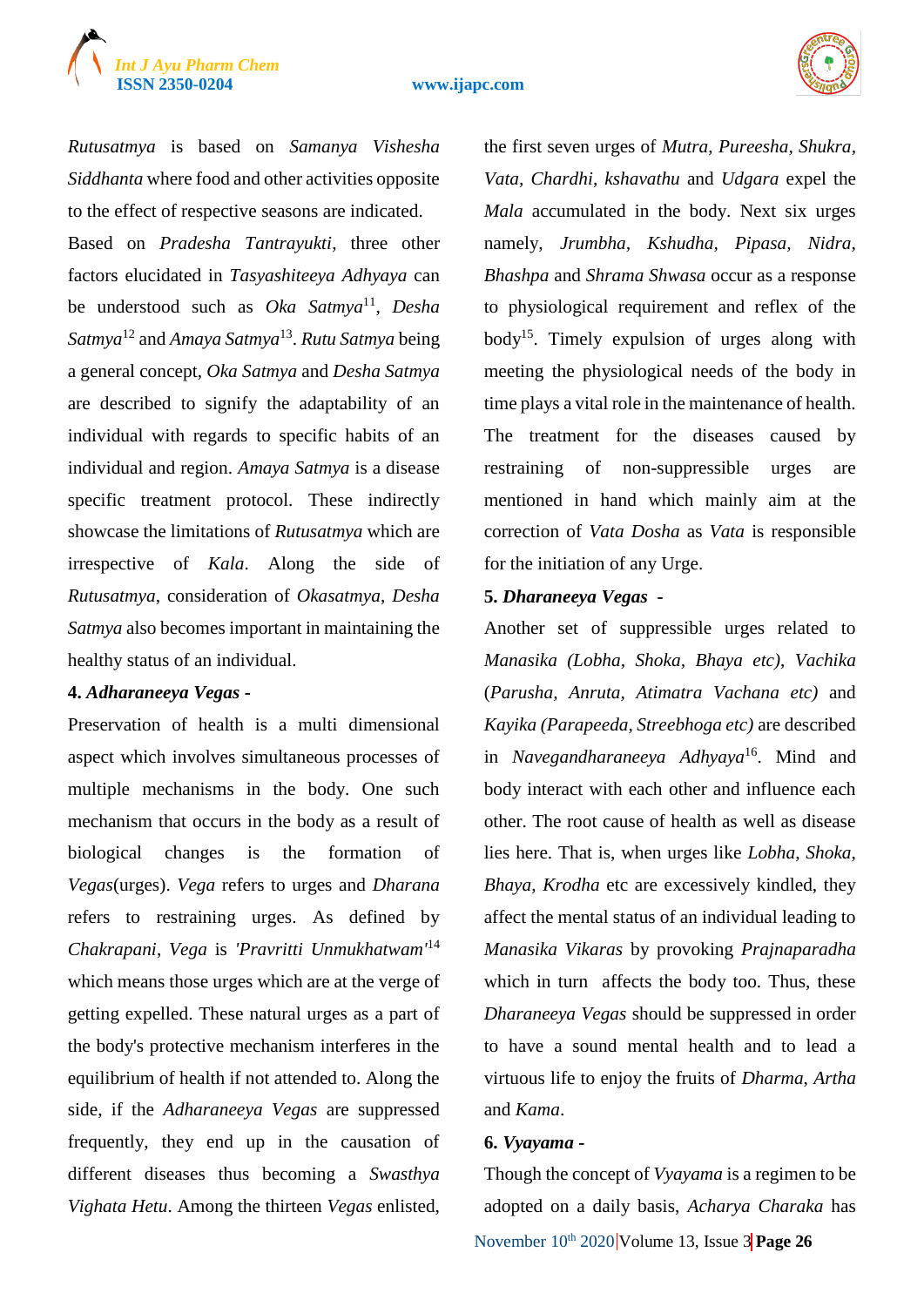*Rutusatmya* is based on *Samanya Vishesha Siddhanta* where food and other activities opposite to the effect of respective seasons are indicated. Based on *Pradesha Tantrayukti*, three other factors elucidated in *Tasyashiteeya Adhyaya* can be understood such as *Oka Satmya*[11], *Desha Satmya*[12] and *Amaya Satmya*[13]. *Rutu Satmya* being a general concept, *Oka Satmya* and *Desha Satmya* are described to signify the adaptability of an individual with regards to specific habits of an individual and region. *Amaya Satmya* is a disease specific treatment protocol. These indirectly showcase the limitations of *Rutusatmya* which are irrespective of *Kala*. Along the side of *Rutusatmya*, consideration of *Okasatmya*, *Desha Satmya* also becomes important in maintaining the healthy status of an individual.

**4. *Adharaneeya Vegas* -**

Preservation of health is a multi dimensional aspect which involves simultaneous processes of multiple mechanisms in the body. One such mechanism that occurs in the body as a result of biological changes is the formation of *Vegas*(urges). *Vega* refers to urges and *Dharana* refers to restraining urges. As defined by *Chakrapani*, *Vega* is *'Pravritti Unmukhatwam'*[14] which means those urges which are at the verge of getting expelled. These natural urges as a part of the body's protective mechanism interferes in the equilibrium of health if not attended to. Along the side, if the *Adharaneeya Vegas* are suppressed frequently, they end up in the causation of different diseases thus becoming a *Swasthya Vighata Hetu*. Among the thirteen *Vegas* enlisted, the first seven urges of *Mutra*, *Pureesha*, *Shukra*, *Vata*, *Chardhi*, *kshavathu* and *Udgara* expel the *Mala* accumulated in the body. Next six urges namely, *Jrumbha*, *Kshudha*, *Pipasa*, *Nidra*, *Bhashpa* and *Shrama Shwasa* occur as a response to physiological requirement and reflex of the body[15]. Timely expulsion of urges along with meeting the physiological needs of the body in time plays a vital role in the maintenance of health. The treatment for the diseases caused by restraining of non-suppressible urges are mentioned in hand which mainly aim at the correction of *Vata Dosha* as *Vata* is responsible for the initiation of any Urge.

**5. *Dharaneeya Vegas* -**

Another set of suppressible urges related to *Manasika (Lobha, Shoka, Bhaya etc)*, *Vachika* (*Parusha, Anruta, Atimatra Vachana etc)* and *Kayika (Parapeeda, Streebhoga etc)* are described in *Navegandharaneeya Adhyaya*[16]. Mind and body interact with each other and influence each other. The root cause of health as well as disease lies here. That is, when urges like *Lobha*, *Shoka*, *Bhaya*, *Krodha* etc are excessively kindled, they affect the mental status of an individual leading to *Manasika Vikaras* by provoking *Prajnaparadha* which in turn affects the body too. Thus, these *Dharaneeya Vegas* should be suppressed in order to have a sound mental health and to lead a virtuous life to enjoy the fruits of *Dharma*, *Artha* and *Kama*.

**6. *Vyayama* -**

Though the concept of *Vyayama* is a regimen to be adopted on a daily basis, *Acharya Charaka* has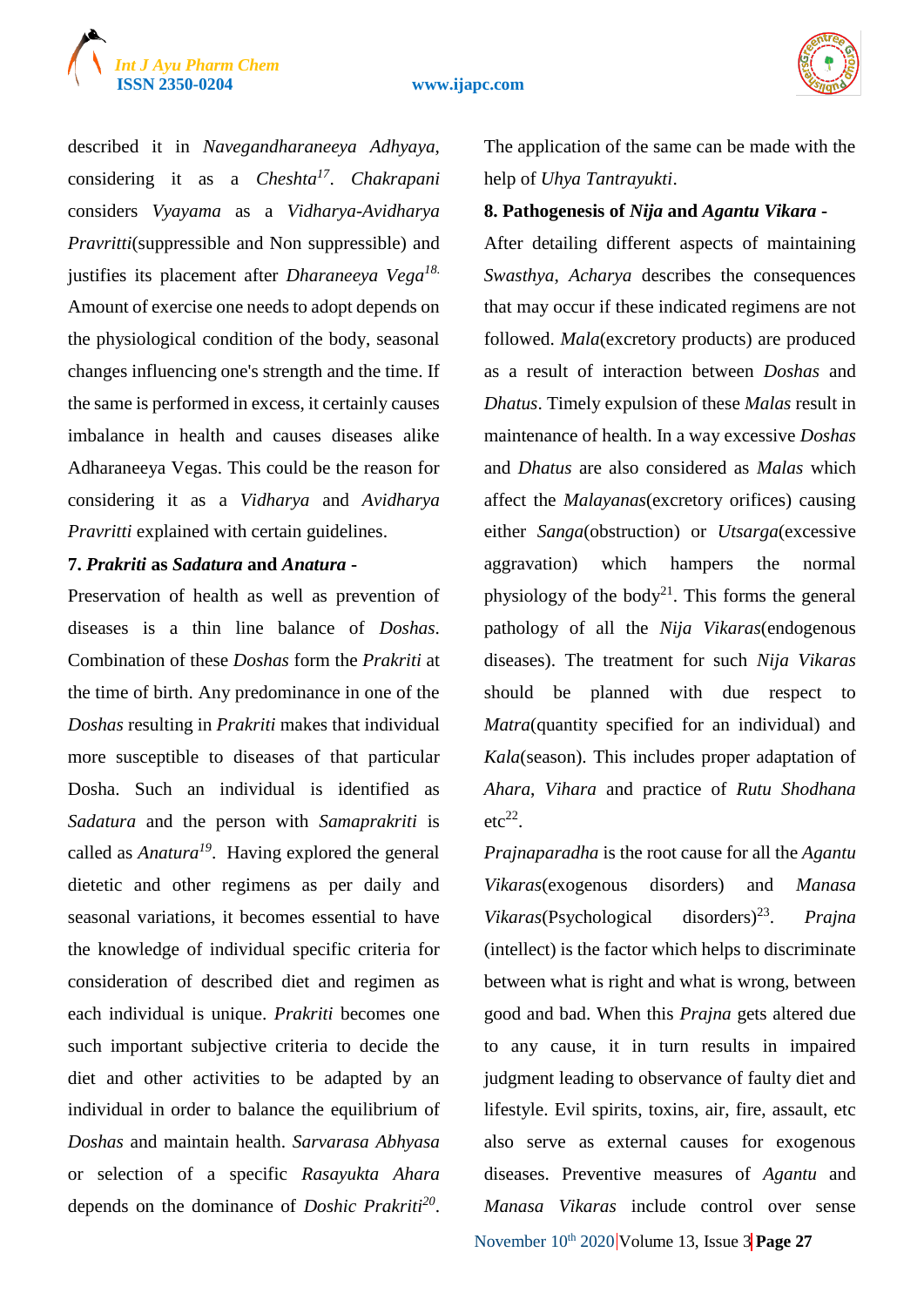described it in *Navegandharaneeya Adhyaya,* considering it as a *Cheshta*[17]. *Chakrapani* considers *Vyayama* as a *Vidharya-Avidharya Pravritti*(suppressible and Non suppressible) and justifies its placement after *Dharaneeya Vega*[18]. Amount of exercise one needs to adopt depends on the physiological condition of the body, seasonal changes influencing one's strength and the time. If the same is performed in excess, it certainly causes imbalance in health and causes diseases alike Adharaneeya Vegas. This could be the reason for considering it as a *Vidharya* and *Avidharya Pravritti* explained with certain guidelines.

**7. *Prakriti* as *Sadatura* and *Anatura* -**

Preservation of health as well as prevention of diseases is a thin line balance of *Doshas*. Combination of these *Doshas* form the *Prakriti* at the time of birth. Any predominance in one of the *Doshas* resulting in *Prakriti* makes that individual more susceptible to diseases of that particular Dosha. Such an individual is identified as *Sadatura* and the person with *Samaprakriti* is called as *Anatura*[19]. Having explored the general dietetic and other regimens as per daily and seasonal variations, it becomes essential to have the knowledge of individual specific criteria for consideration of described diet and regimen as each individual is unique. *Prakriti* becomes one such important subjective criteria to decide the diet and other activities to be adapted by an individual in order to balance the equilibrium of *Doshas* and maintain health. *Sarvarasa Abhyasa* or selection of a specific *Rasayukta Ahara* depends on the dominance of *Doshic Prakriti*[20]. The application of the same can be made with the help of *Uhya Tantrayukti*.

**8. Pathogenesis of *Nija* and *Agantu Vikara* -**

After detailing different aspects of maintaining *Swasthya*, *Acharya* describes the consequences that may occur if these indicated regimens are not followed. *Mala*(excretory products) are produced as a result of interaction between *Doshas* and *Dhatus*. Timely expulsion of these *Malas* result in maintenance of health. In a way excessive *Doshas* and *Dhatus* are also considered as *Malas* which affect the *Malayanas*(excretory orifices) causing either *Sanga*(obstruction) or *Utsarga*(excessive aggravation) which hampers the normal physiology of the body[21]. This forms the general pathology of all the *Nija Vikaras*(endogenous diseases). The treatment for such *Nija Vikaras* should be planned with due respect to *Matra*(quantity specified for an individual) and *Kala*(season). This includes proper adaptation of *Ahara*, *Vihara* and practice of *Rutu Shodhana* etc[22].

*Prajnaparadha* is the root cause for all the *Agantu Vikaras*(exogenous disorders) and *Manasa Vikaras*(Psychological disorders)[23]. *Prajna* (intellect) is the factor which helps to discriminate between what is right and what is wrong, between good and bad. When this *Prajna* gets altered due to any cause, it in turn results in impaired judgment leading to observance of faulty diet and lifestyle. Evil spirits, toxins, air, fire, assault, etc also serve as external causes for exogenous diseases. Preventive measures of *Agantu* and *Manasa Vikaras* include control over sense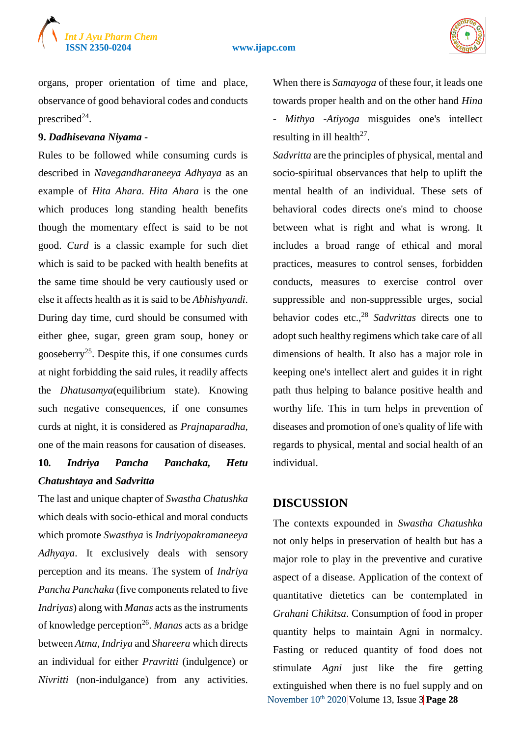organs, proper orientation of time and place, observance of good behavioral codes and conducts prescribed[24].

**9. *Dadhisevana Niyama* -**

Rules to be followed while consuming curds is described in *Navegandharaneeya Adhyaya* as an example of *Hita Ahara*. *Hita Ahara* is the one which produces long standing health benefits though the momentary effect is said to be not good. *Curd* is a classic example for such diet which is said to be packed with health benefits at the same time should be very cautiously used or else it affects health as it is said to be *Abhishyandi*. During day time, curd should be consumed with either ghee, sugar, green gram soup, honey or gooseberry[25]. Despite this, if one consumes curds at night forbidding the said rules, it readily affects the *Dhatusamya*(equilibrium state). Knowing such negative consequences, if one consumes curds at night, it is considered as *Prajnaparadha*, one of the main reasons for causation of diseases.

**10. *Indriya Pancha Panchaka, Hetu Chatushtaya* and *Sadvritta***

The last and unique chapter of *Swastha Chatushka* which deals with socio-ethical and moral conducts which promote *Swasthya* is *Indriyopakramaneeya Adhyaya*. It exclusively deals with sensory perception and its means. The system of *Indriya Pancha Panchaka* (five components related to five *Indriyas*) along with *Manas* acts as the instruments of knowledge perception[26]. *Manas* acts as a bridge between *Atma*, *Indriya* and *Shareera* which directs an individual for either *Pravritti* (indulgence) or *Nivritti* (non-indulgance) from any activities. When there is *Samayoga* of these four, it leads one towards proper health and on the other hand *Hina - Mithya -Atiyoga* misguides one's intellect resulting in ill health[27].

*Sadvritta* are the principles of physical, mental and socio-spiritual observances that help to uplift the mental health of an individual. These sets of behavioral codes directs one's mind to choose between what is right and what is wrong. It includes a broad range of ethical and moral practices, measures to control senses, forbidden conducts, measures to exercise control over suppressible and non-suppressible urges, social behavior codes etc.,[28] *Sadvrittas* directs one to adopt such healthy regimens which take care of all dimensions of health. It also has a major role in keeping one's intellect alert and guides it in right path thus helping to balance positive health and worthy life. This in turn helps in prevention of diseases and promotion of one's quality of life with regards to physical, mental and social health of an individual.

## DISCUSSION

The contexts expounded in *Swastha Chatushka* not only helps in preservation of health but has a major role to play in the preventive and curative aspect of a disease. Application of the context of quantitative dietetics can be contemplated in *Grahani Chikitsa*. Consumption of food in proper quantity helps to maintain Agni in normalcy. Fasting or reduced quantity of food does not stimulate *Agni* just like the fire getting extinguished when there is no fuel supply and on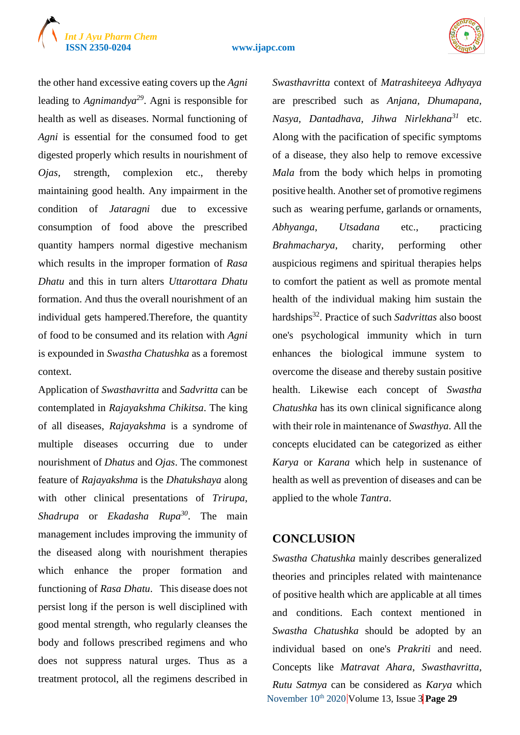the other hand excessive eating covers up the *Agni* leading to *Agnimandya*[29]. Agni is responsible for health as well as diseases. Normal functioning of *Agni* is essential for the consumed food to get digested properly which results in nourishment of *Ojas*, strength, complexion etc., thereby maintaining good health. Any impairment in the condition of *Jataragni* due to excessive consumption of food above the prescribed quantity hampers normal digestive mechanism which results in the improper formation of *Rasa Dhatu* and this in turn alters *Uttarottara Dhatu* formation. And thus the overall nourishment of an individual gets hampered.Therefore, the quantity of food to be consumed and its relation with *Agni* is expounded in *Swastha Chatushka* as a foremost context.

Application of *Swasthavritta* and *Sadvritta* can be contemplated in *Rajayakshma Chikitsa*. The king of all diseases, *Rajayakshma* is a syndrome of multiple diseases occurring due to under nourishment of *Dhatus* and *Ojas*. The commonest feature of *Rajayakshma* is the *Dhatukshaya* along with other clinical presentations of *Trirupa*, *Shadrupa* or *Ekadasha Rupa*[30]. The main management includes improving the immunity of the diseased along with nourishment therapies which enhance the proper formation and functioning of *Rasa Dhatu*. This disease does not persist long if the person is well disciplined with good mental strength, who regularly cleanses the body and follows prescribed regimens and who does not suppress natural urges. Thus as a treatment protocol, all the regimens described in *Swasthavritta* context of *Matrashiteeya Adhyaya* are prescribed such as *Anjana*, *Dhumapana*, *Nasya*, *Dantadhava*, *Jihwa Nirlekhana*[31] etc. Along with the pacification of specific symptoms of a disease, they also help to remove excessive *Mala* from the body which helps in promoting positive health. Another set of promotive regimens such as wearing perfume, garlands or ornaments, *Abhyanga*, *Utsadana* etc., practicing *Brahmacharya*, charity, performing other auspicious regimens and spiritual therapies helps to comfort the patient as well as promote mental health of the individual making him sustain the hardships[32]. Practice of such *Sadvrittas* also boost one's psychological immunity which in turn enhances the biological immune system to overcome the disease and thereby sustain positive health. Likewise each concept of *Swastha Chatushka* has its own clinical significance along with their role in maintenance of *Swasthya*. All the concepts elucidated can be categorized as either *Karya* or *Karana* which help in sustenance of health as well as prevention of diseases and can be applied to the whole *Tantra*.

## CONCLUSION

*Swastha Chatushka* mainly describes generalized theories and principles related with maintenance of positive health which are applicable at all times and conditions. Each context mentioned in *Swastha Chatushka* should be adopted by an individual based on one's *Prakriti* and need. Concepts like *Matravat Ahara*, *Swasthavritta*, *Rutu Satmya* can be considered as *Karya* which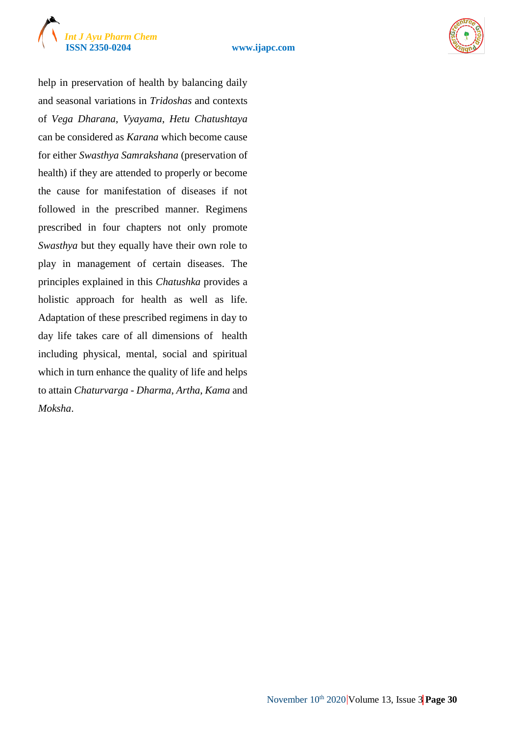help in preservation of health by balancing daily and seasonal variations in *Tridoshas* and contexts of *Vega Dharana*, *Vyayama*, *Hetu Chatushtaya* can be considered as *Karana* which become cause for either *Swasthya Samrakshana* (preservation of health) if they are attended to properly or become the cause for manifestation of diseases if not followed in the prescribed manner. Regimens prescribed in four chapters not only promote *Swasthya* but they equally have their own role to play in management of certain diseases. The principles explained in this *Chatushka* provides a holistic approach for health as well as life. Adaptation of these prescribed regimens in day to day life takes care of all dimensions of health including physical, mental, social and spiritual which in turn enhance the quality of life and helps to attain *Chaturvarga* - *Dharma*, *Artha*, *Kama* and *Moksha*.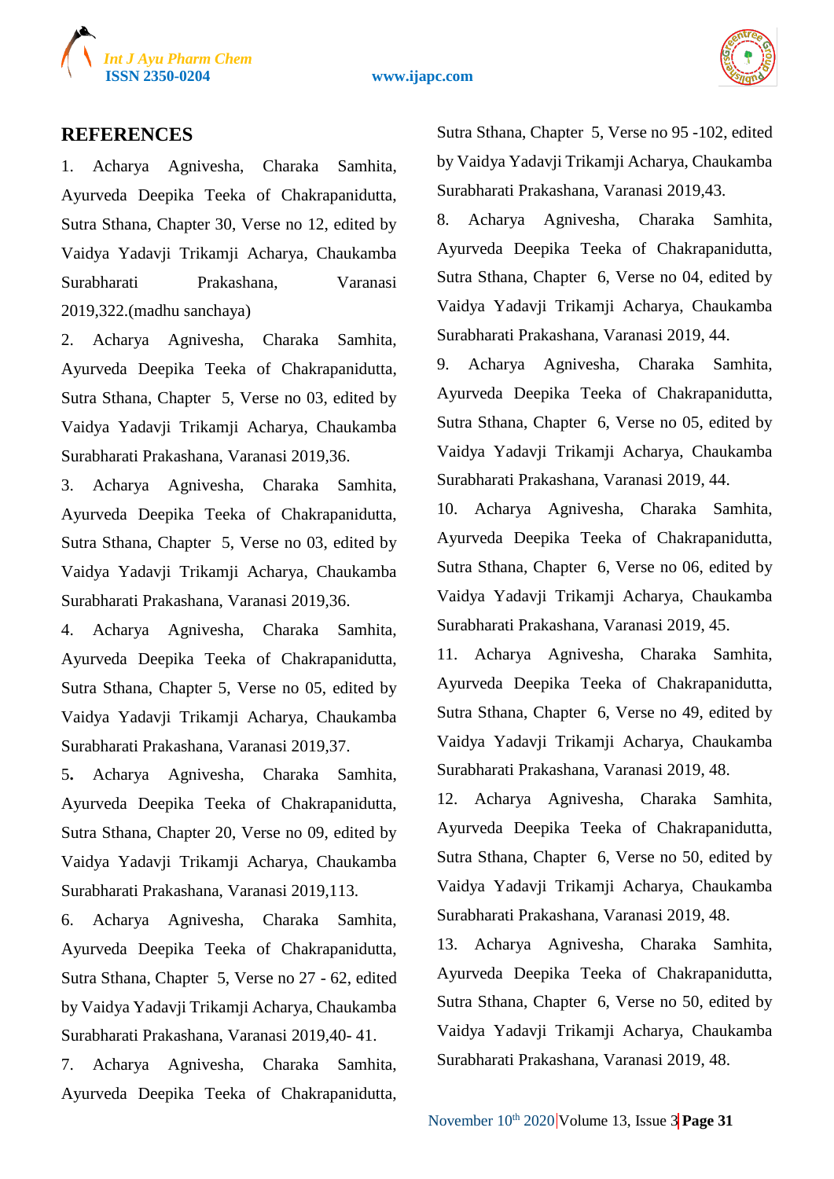## REFERENCES

1. Acharya Agnivesha, Charaka Samhita, Ayurveda Deepika Teeka of Chakrapanidutta, Sutra Sthana, Chapter 30, Verse no 12, edited by Vaidya Yadavji Trikamji Acharya, Chaukamba Surabharati Prakashana, Varanasi 2019,322.(madhu sanchaya)
2. Acharya Agnivesha, Charaka Samhita, Ayurveda Deepika Teeka of Chakrapanidutta, Sutra Sthana, Chapter 5, Verse no 03, edited by Vaidya Yadavji Trikamji Acharya, Chaukamba Surabharati Prakashana, Varanasi 2019,36.
3. Acharya Agnivesha, Charaka Samhita, Ayurveda Deepika Teeka of Chakrapanidutta, Sutra Sthana, Chapter 5, Verse no 03, edited by Vaidya Yadavji Trikamji Acharya, Chaukamba Surabharati Prakashana, Varanasi 2019,36.
4. Acharya Agnivesha, Charaka Samhita, Ayurveda Deepika Teeka of Chakrapanidutta, Sutra Sthana, Chapter 5, Verse no 05, edited by Vaidya Yadavji Trikamji Acharya, Chaukamba Surabharati Prakashana, Varanasi 2019,37.
5. Acharya Agnivesha, Charaka Samhita, Ayurveda Deepika Teeka of Chakrapanidutta, Sutra Sthana, Chapter 20, Verse no 09, edited by Vaidya Yadavji Trikamji Acharya, Chaukamba Surabharati Prakashana, Varanasi 2019,113.
6. Acharya Agnivesha, Charaka Samhita, Ayurveda Deepika Teeka of Chakrapanidutta, Sutra Sthana, Chapter 5, Verse no 27 - 62, edited by Vaidya Yadavji Trikamji Acharya, Chaukamba Surabharati Prakashana, Varanasi 2019,40- 41.
7. Acharya Agnivesha, Charaka Samhita, Ayurveda Deepika Teeka of Chakrapanidutta, Sutra Sthana, Chapter 5, Verse no 95 -102, edited by Vaidya Yadavji Trikamji Acharya, Chaukamba Surabharati Prakashana, Varanasi 2019,43.
8. Acharya Agnivesha, Charaka Samhita, Ayurveda Deepika Teeka of Chakrapanidutta, Sutra Sthana, Chapter 6, Verse no 04, edited by Vaidya Yadavji Trikamji Acharya, Chaukamba Surabharati Prakashana, Varanasi 2019, 44.
9. Acharya Agnivesha, Charaka Samhita, Ayurveda Deepika Teeka of Chakrapanidutta, Sutra Sthana, Chapter 6, Verse no 05, edited by Vaidya Yadavji Trikamji Acharya, Chaukamba Surabharati Prakashana, Varanasi 2019, 44.
10. Acharya Agnivesha, Charaka Samhita, Ayurveda Deepika Teeka of Chakrapanidutta, Sutra Sthana, Chapter 6, Verse no 06, edited by Vaidya Yadavji Trikamji Acharya, Chaukamba Surabharati Prakashana, Varanasi 2019, 45.
11. Acharya Agnivesha, Charaka Samhita, Ayurveda Deepika Teeka of Chakrapanidutta, Sutra Sthana, Chapter 6, Verse no 49, edited by Vaidya Yadavji Trikamji Acharya, Chaukamba Surabharati Prakashana, Varanasi 2019, 48.
12. Acharya Agnivesha, Charaka Samhita, Ayurveda Deepika Teeka of Chakrapanidutta, Sutra Sthana, Chapter 6, Verse no 50, edited by Vaidya Yadavji Trikamji Acharya, Chaukamba Surabharati Prakashana, Varanasi 2019, 48.
13. Acharya Agnivesha, Charaka Samhita, Ayurveda Deepika Teeka of Chakrapanidutta, Sutra Sthana, Chapter 6, Verse no 50, edited by Vaidya Yadavji Trikamji Acharya, Chaukamba Surabharati Prakashana, Varanasi 2019, 48.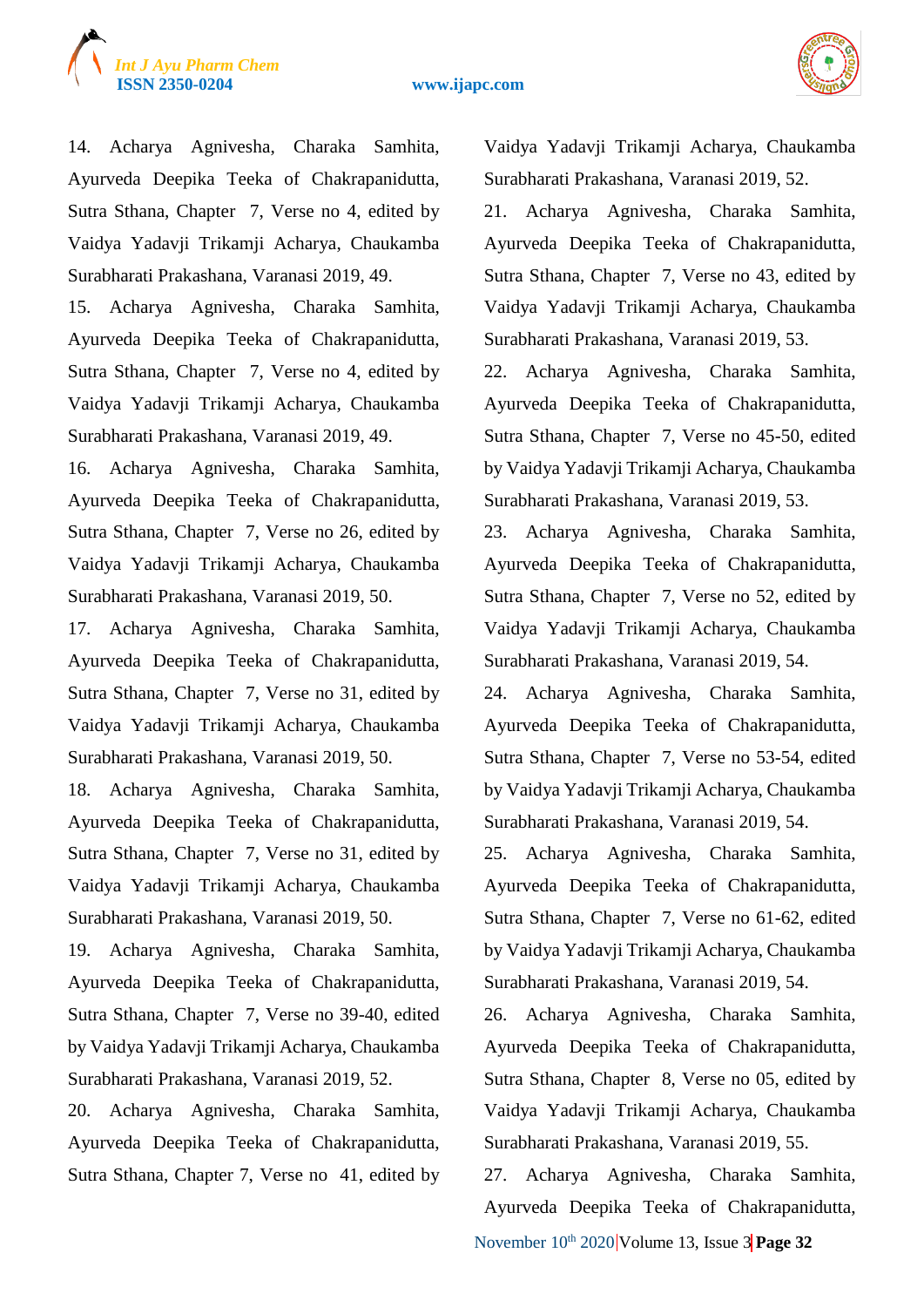14. Acharya Agnivesha, Charaka Samhita, Ayurveda Deepika Teeka of Chakrapanidutta, Sutra Sthana, Chapter 7, Verse no 4, edited by Vaidya Yadavji Trikamji Acharya, Chaukamba Surabharati Prakashana, Varanasi 2019, 49.

15. Acharya Agnivesha, Charaka Samhita, Ayurveda Deepika Teeka of Chakrapanidutta, Sutra Sthana, Chapter 7, Verse no 4, edited by Vaidya Yadavji Trikamji Acharya, Chaukamba Surabharati Prakashana, Varanasi 2019, 49.

16. Acharya Agnivesha, Charaka Samhita, Ayurveda Deepika Teeka of Chakrapanidutta, Sutra Sthana, Chapter 7, Verse no 26, edited by Vaidya Yadavji Trikamji Acharya, Chaukamba Surabharati Prakashana, Varanasi 2019, 50.

17. Acharya Agnivesha, Charaka Samhita, Ayurveda Deepika Teeka of Chakrapanidutta, Sutra Sthana, Chapter 7, Verse no 31, edited by Vaidya Yadavji Trikamji Acharya, Chaukamba Surabharati Prakashana, Varanasi 2019, 50.

18. Acharya Agnivesha, Charaka Samhita, Ayurveda Deepika Teeka of Chakrapanidutta, Sutra Sthana, Chapter 7, Verse no 31, edited by Vaidya Yadavji Trikamji Acharya, Chaukamba Surabharati Prakashana, Varanasi 2019, 50.

19. Acharya Agnivesha, Charaka Samhita, Ayurveda Deepika Teeka of Chakrapanidutta, Sutra Sthana, Chapter 7, Verse no 39-40, edited by Vaidya Yadavji Trikamji Acharya, Chaukamba Surabharati Prakashana, Varanasi 2019, 52.

20. Acharya Agnivesha, Charaka Samhita, Ayurveda Deepika Teeka of Chakrapanidutta, Sutra Sthana, Chapter 7, Verse no 41, edited by Vaidya Yadavji Trikamji Acharya, Chaukamba Surabharati Prakashana, Varanasi 2019, 52.

21. Acharya Agnivesha, Charaka Samhita, Ayurveda Deepika Teeka of Chakrapanidutta, Sutra Sthana, Chapter 7, Verse no 43, edited by Vaidya Yadavji Trikamji Acharya, Chaukamba Surabharati Prakashana, Varanasi 2019, 53.

22. Acharya Agnivesha, Charaka Samhita, Ayurveda Deepika Teeka of Chakrapanidutta, Sutra Sthana, Chapter 7, Verse no 45-50, edited by Vaidya Yadavji Trikamji Acharya, Chaukamba Surabharati Prakashana, Varanasi 2019, 53.

23. Acharya Agnivesha, Charaka Samhita, Ayurveda Deepika Teeka of Chakrapanidutta, Sutra Sthana, Chapter 7, Verse no 52, edited by Vaidya Yadavji Trikamji Acharya, Chaukamba Surabharati Prakashana, Varanasi 2019, 54.

24. Acharya Agnivesha, Charaka Samhita, Ayurveda Deepika Teeka of Chakrapanidutta, Sutra Sthana, Chapter 7, Verse no 53-54, edited by Vaidya Yadavji Trikamji Acharya, Chaukamba Surabharati Prakashana, Varanasi 2019, 54.

25. Acharya Agnivesha, Charaka Samhita, Ayurveda Deepika Teeka of Chakrapanidutta, Sutra Sthana, Chapter 7, Verse no 61-62, edited by Vaidya Yadavji Trikamji Acharya, Chaukamba Surabharati Prakashana, Varanasi 2019, 54.

26. Acharya Agnivesha, Charaka Samhita, Ayurveda Deepika Teeka of Chakrapanidutta, Sutra Sthana, Chapter 8, Verse no 05, edited by Vaidya Yadavji Trikamji Acharya, Chaukamba Surabharati Prakashana, Varanasi 2019, 55.

27. Acharya Agnivesha, Charaka Samhita, Ayurveda Deepika Teeka of Chakrapanidutta,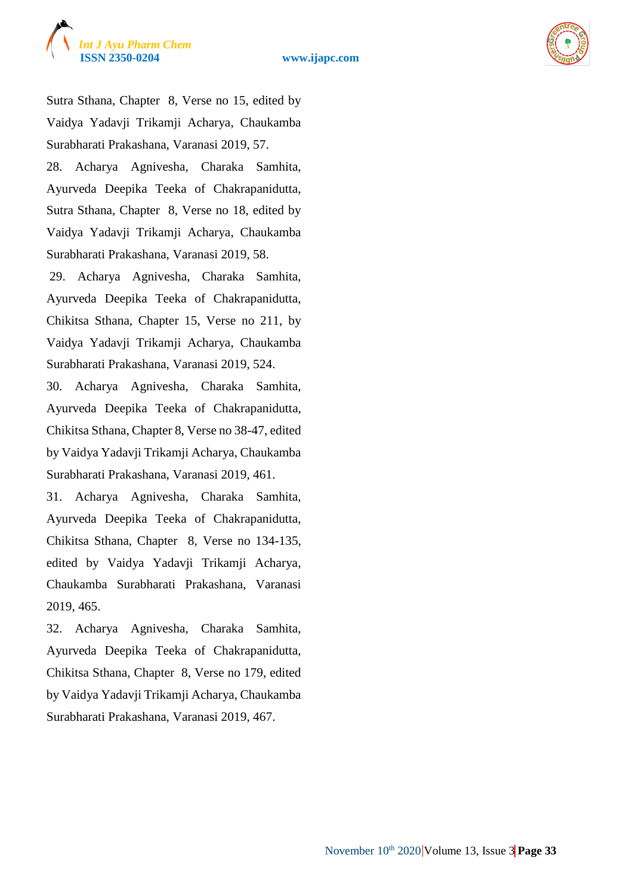Sutra Sthana, Chapter 8, Verse no 15, edited by Vaidya Yadavji Trikamji Acharya, Chaukamba Surabharati Prakashana, Varanasi 2019, 57.

28. Acharya Agnivesha, Charaka Samhita, Ayurveda Deepika Teeka of Chakrapanidutta, Sutra Sthana, Chapter 8, Verse no 18, edited by Vaidya Yadavji Trikamji Acharya, Chaukamba Surabharati Prakashana, Varanasi 2019, 58.

29. Acharya Agnivesha, Charaka Samhita, Ayurveda Deepika Teeka of Chakrapanidutta, Chikitsa Sthana, Chapter 15, Verse no 211, by Vaidya Yadavji Trikamji Acharya, Chaukamba Surabharati Prakashana, Varanasi 2019, 524.

30. Acharya Agnivesha, Charaka Samhita, Ayurveda Deepika Teeka of Chakrapanidutta, Chikitsa Sthana, Chapter 8, Verse no 38-47, edited by Vaidya Yadavji Trikamji Acharya, Chaukamba Surabharati Prakashana, Varanasi 2019, 461.

31. Acharya Agnivesha, Charaka Samhita, Ayurveda Deepika Teeka of Chakrapanidutta, Chikitsa Sthana, Chapter 8, Verse no 134-135, edited by Vaidya Yadavji Trikamji Acharya, Chaukamba Surabharati Prakashana, Varanasi 2019, 465.

32. Acharya Agnivesha, Charaka Samhita, Ayurveda Deepika Teeka of Chakrapanidutta, Chikitsa Sthana, Chapter 8, Verse no 179, edited by Vaidya Yadavji Trikamji Acharya, Chaukamba Surabharati Prakashana, Varanasi 2019, 467.